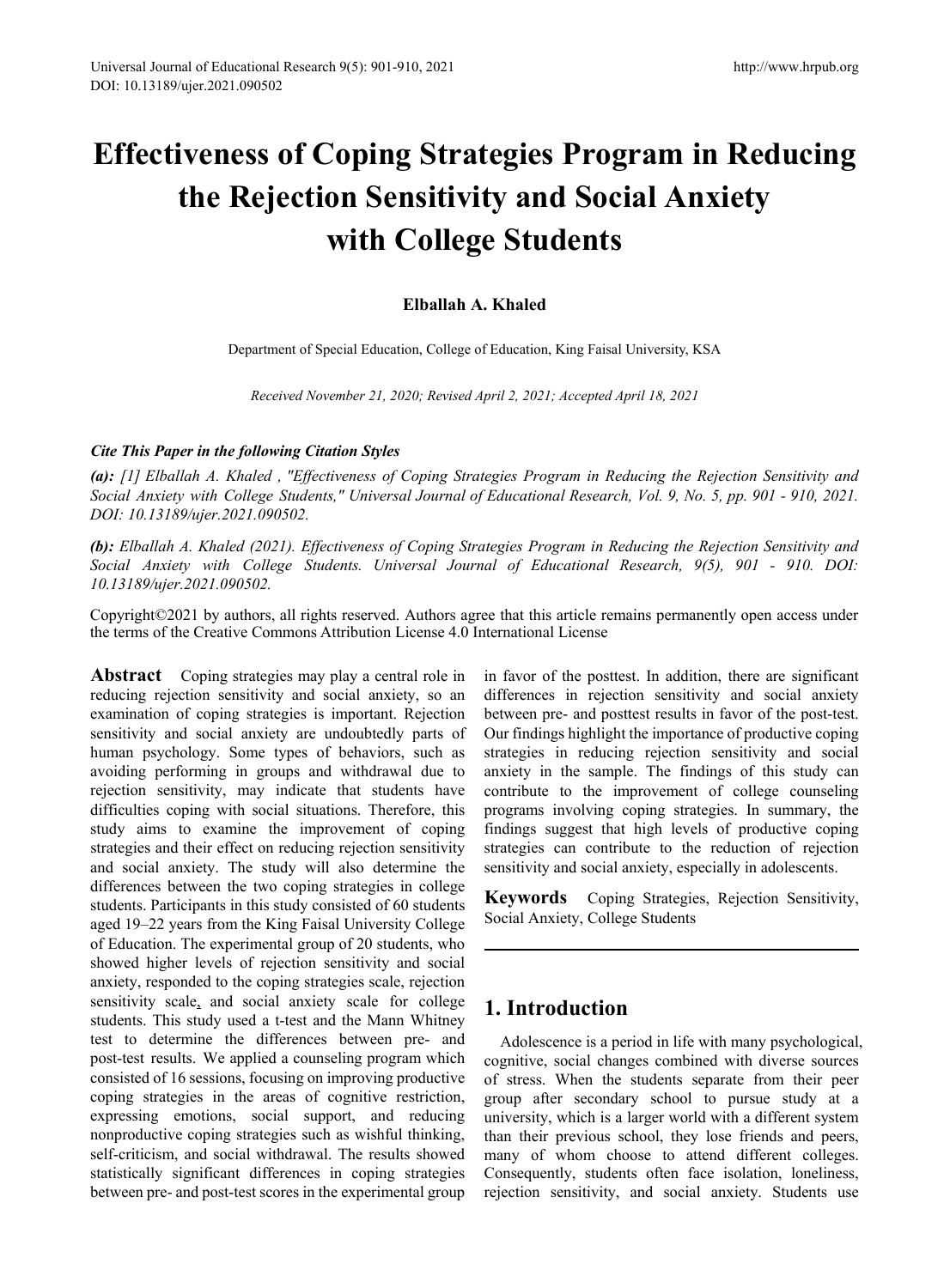# Effectiveness of Coping Strategies Program in Reducing the Rejection Sensitivity and Social Anxiety with College Students

**Elballah A. Khaled**

Department of Special Education, College of Education, King Faisal University, KSA

*Received November 21, 2020; Revised April 2, 2021; Accepted April 18, 2021*

***Cite This Paper in the following Citation Styles***

***(a):*** *[1] Elballah A. Khaled , "Effectiveness of Coping Strategies Program in Reducing the Rejection Sensitivity and Social Anxiety with College Students," Universal Journal of Educational Research, Vol. 9, No. 5, pp. 901 - 910, 2021. DOI: 10.13189/ujer.2021.090502.*

***(b):*** *Elballah A. Khaled (2021). Effectiveness of Coping Strategies Program in Reducing the Rejection Sensitivity and Social Anxiety with College Students. Universal Journal of Educational Research, 9(5), 901 - 910. DOI: 10.13189/ujer.2021.090502.*

Copyright©2021 by authors, all rights reserved. Authors agree that this article remains permanently open access under the terms of the Creative Commons Attribution License 4.0 International License

**Abstract** Coping strategies may play a central role in reducing rejection sensitivity and social anxiety, so an examination of coping strategies is important. Rejection sensitivity and social anxiety are undoubtedly parts of human psychology. Some types of behaviors, such as avoiding performing in groups and withdrawal due to rejection sensitivity, may indicate that students have difficulties coping with social situations. Therefore, this study aims to examine the improvement of coping strategies and their effect on reducing rejection sensitivity and social anxiety. The study will also determine the differences between the two coping strategies in college students. Participants in this study consisted of 60 students aged 19–22 years from the King Faisal University College of Education. The experimental group of 20 students, who showed higher levels of rejection sensitivity and social anxiety, responded to the coping strategies scale, rejection sensitivity scale, and social anxiety scale for college students. This study used a t-test and the Mann Whitney test to determine the differences between pre- and post-test results. We applied a counseling program which consisted of 16 sessions, focusing on improving productive coping strategies in the areas of cognitive restriction, expressing emotions, social support, and reducing nonproductive coping strategies such as wishful thinking, self-criticism, and social withdrawal. The results showed statistically significant differences in coping strategies between pre- and post-test scores in the experimental group in favor of the posttest. In addition, there are significant differences in rejection sensitivity and social anxiety between pre- and posttest results in favor of the post-test. Our findings highlight the importance of productive coping strategies in reducing rejection sensitivity and social anxiety in the sample. The findings of this study can contribute to the improvement of college counseling programs involving coping strategies. In summary, the findings suggest that high levels of productive coping strategies can contribute to the reduction of rejection sensitivity and social anxiety, especially in adolescents.

**Keywords** Coping Strategies, Rejection Sensitivity, Social Anxiety, College Students

## 1. Introduction

Adolescence is a period in life with many psychological, cognitive, social changes combined with diverse sources of stress. When the students separate from their peer group after secondary school to pursue study at a university, which is a larger world with a different system than their previous school, they lose friends and peers, many of whom choose to attend different colleges. Consequently, students often face isolation, loneliness, rejection sensitivity, and social anxiety. Students use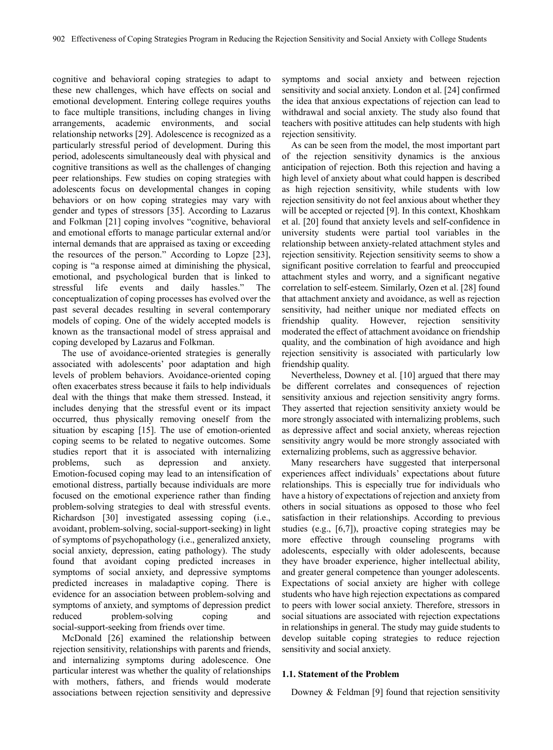cognitive and behavioral coping strategies to adapt to these new challenges, which have effects on social and emotional development. Entering college requires youths to face multiple transitions, including changes in living arrangements, academic environments, and social relationship networks [29]. Adolescence is recognized as a particularly stressful period of development. During this period, adolescents simultaneously deal with physical and cognitive transitions as well as the challenges of changing peer relationships. Few studies on coping strategies with adolescents focus on developmental changes in coping behaviors or on how coping strategies may vary with gender and types of stressors [35]. According to Lazarus and Folkman [21] coping involves "cognitive, behavioral and emotional efforts to manage particular external and/or internal demands that are appraised as taxing or exceeding the resources of the person." According to Lopze [23], coping is "a response aimed at diminishing the physical, emotional, and psychological burden that is linked to stressful life events and daily hassles." The conceptualization of coping processes has evolved over the past several decades resulting in several contemporary models of coping. One of the widely accepted models is known as the transactional model of stress appraisal and coping developed by Lazarus and Folkman.

The use of avoidance-oriented strategies is generally associated with adolescents' poor adaptation and high levels of problem behaviors. Avoidance-oriented coping often exacerbates stress because it fails to help individuals deal with the things that make them stressed. Instead, it includes denying that the stressful event or its impact occurred, thus physically removing oneself from the situation by escaping [15]. The use of emotion-oriented coping seems to be related to negative outcomes. Some studies report that it is associated with internalizing problems, such as depression and anxiety. Emotion-focused coping may lead to an intensification of emotional distress, partially because individuals are more focused on the emotional experience rather than finding problem-solving strategies to deal with stressful events. Richardson [30] investigated assessing coping (i.e., avoidant, problem-solving, social-support-seeking) in light of symptoms of psychopathology (i.e., generalized anxiety, social anxiety, depression, eating pathology). The study found that avoidant coping predicted increases in symptoms of social anxiety, and depressive symptoms predicted increases in maladaptive coping. There is evidence for an association between problem-solving and symptoms of anxiety, and symptoms of depression predict reduced problem-solving coping and social-support-seeking from friends over time.

McDonald [26] examined the relationship between rejection sensitivity, relationships with parents and friends, and internalizing symptoms during adolescence. One particular interest was whether the quality of relationships with mothers, fathers, and friends would moderate associations between rejection sensitivity and depressive symptoms and social anxiety and between rejection sensitivity and social anxiety. London et al. [24] confirmed the idea that anxious expectations of rejection can lead to withdrawal and social anxiety. The study also found that teachers with positive attitudes can help students with high rejection sensitivity.

As can be seen from the model, the most important part of the rejection sensitivity dynamics is the anxious anticipation of rejection. Both this rejection and having a high level of anxiety about what could happen is described as high rejection sensitivity, while students with low rejection sensitivity do not feel anxious about whether they will be accepted or rejected [9]. In this context, Khoshkam et al. [20] found that anxiety levels and self-confidence in university students were partial tool variables in the relationship between anxiety-related attachment styles and rejection sensitivity. Rejection sensitivity seems to show a significant positive correlation to fearful and preoccupied attachment styles and worry, and a significant negative correlation to self-esteem. Similarly, Ozen et al. [28] found that attachment anxiety and avoidance, as well as rejection sensitivity, had neither unique nor mediated effects on friendship quality. However, rejection sensitivity moderated the effect of attachment avoidance on friendship quality, and the combination of high avoidance and high rejection sensitivity is associated with particularly low friendship quality.

Nevertheless, Downey et al. [10] argued that there may be different correlates and consequences of rejection sensitivity anxious and rejection sensitivity angry forms. They asserted that rejection sensitivity anxiety would be more strongly associated with internalizing problems, such as depressive affect and social anxiety, whereas rejection sensitivity angry would be more strongly associated with externalizing problems, such as aggressive behavior.

Many researchers have suggested that interpersonal experiences affect individuals' expectations about future relationships. This is especially true for individuals who have a history of expectations of rejection and anxiety from others in social situations as opposed to those who feel satisfaction in their relationships. According to previous studies (e.g., [6,7]), proactive coping strategies may be more effective through counseling programs with adolescents, especially with older adolescents, because they have broader experience, higher intellectual ability, and greater general competence than younger adolescents. Expectations of social anxiety are higher with college students who have high rejection expectations as compared to peers with lower social anxiety. Therefore, stressors in social situations are associated with rejection expectations in relationships in general. The study may guide students to develop suitable coping strategies to reduce rejection sensitivity and social anxiety.

### 1.1. Statement of the Problem

Downey & Feldman [9] found that rejection sensitivity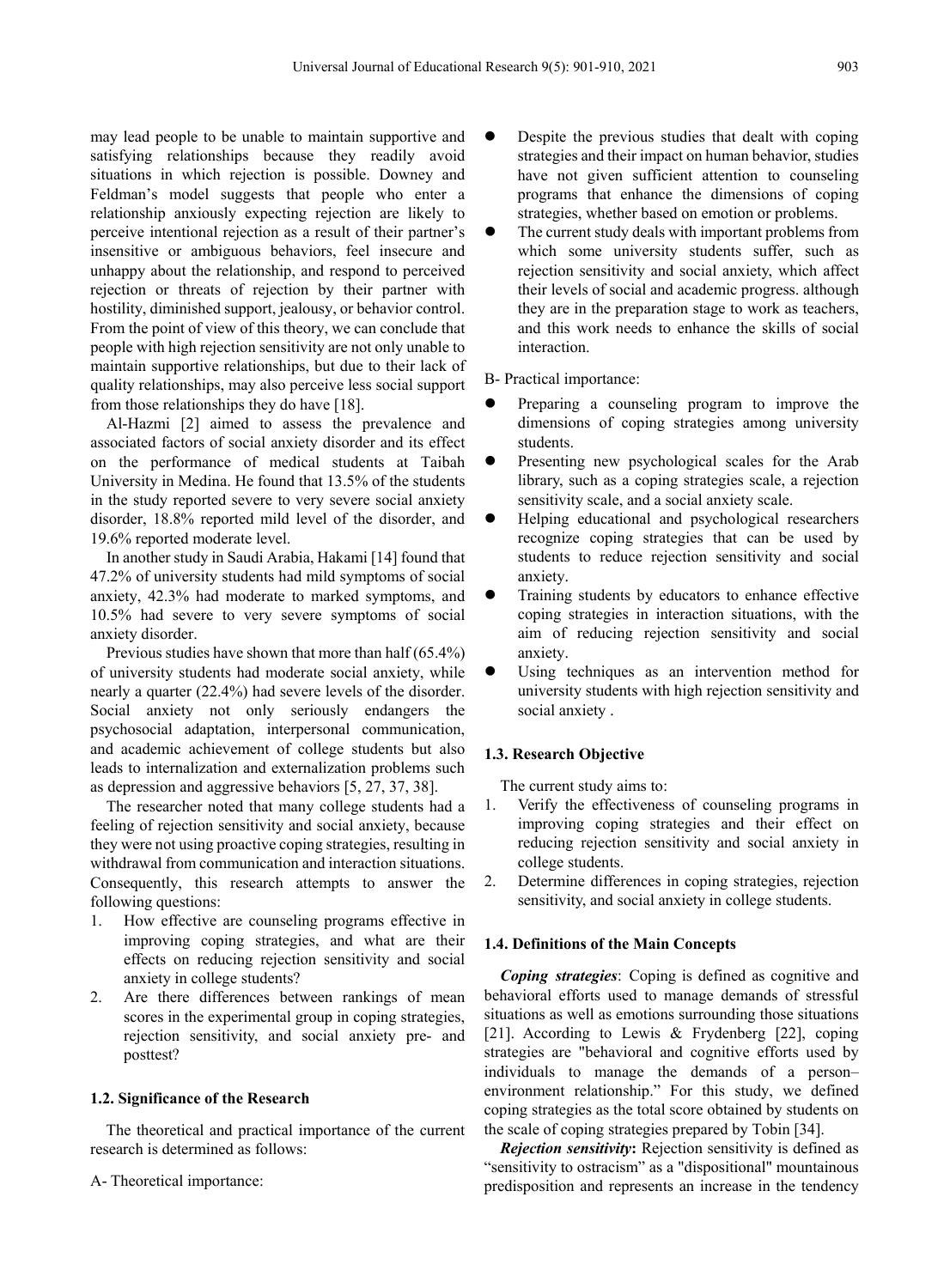may lead people to be unable to maintain supportive and satisfying relationships because they readily avoid situations in which rejection is possible. Downey and Feldman's model suggests that people who enter a relationship anxiously expecting rejection are likely to perceive intentional rejection as a result of their partner's insensitive or ambiguous behaviors, feel insecure and unhappy about the relationship, and respond to perceived rejection or threats of rejection by their partner with hostility, diminished support, jealousy, or behavior control. From the point of view of this theory, we can conclude that people with high rejection sensitivity are not only unable to maintain supportive relationships, but due to their lack of quality relationships, may also perceive less social support from those relationships they do have [18].

Al-Hazmi [2] aimed to assess the prevalence and associated factors of social anxiety disorder and its effect on the performance of medical students at Taibah University in Medina. He found that 13.5% of the students in the study reported severe to very severe social anxiety disorder, 18.8% reported mild level of the disorder, and 19.6% reported moderate level.

In another study in Saudi Arabia, Hakami [14] found that 47.2% of university students had mild symptoms of social anxiety, 42.3% had moderate to marked symptoms, and 10.5% had severe to very severe symptoms of social anxiety disorder.

Previous studies have shown that more than half (65.4%) of university students had moderate social anxiety, while nearly a quarter (22.4%) had severe levels of the disorder. Social anxiety not only seriously endangers the psychosocial adaptation, interpersonal communication, and academic achievement of college students but also leads to internalization and externalization problems such as depression and aggressive behaviors [5, 27, 37, 38].

The researcher noted that many college students had a feeling of rejection sensitivity and social anxiety, because they were not using proactive coping strategies, resulting in withdrawal from communication and interaction situations. Consequently, this research attempts to answer the following questions:

1. How effective are counseling programs effective in improving coping strategies, and what are their effects on reducing rejection sensitivity and social anxiety in college students?
2. Are there differences between rankings of mean scores in the experimental group in coping strategies, rejection sensitivity, and social anxiety pre- and posttest?

### 1.2. Significance of the Research

The theoretical and practical importance of the current research is determined as follows:

A- Theoretical importance:

- Despite the previous studies that dealt with coping strategies and their impact on human behavior, studies have not given sufficient attention to counseling programs that enhance the dimensions of coping strategies, whether based on emotion or problems.
- The current study deals with important problems from which some university students suffer, such as rejection sensitivity and social anxiety, which affect their levels of social and academic progress. although they are in the preparation stage to work as teachers, and this work needs to enhance the skills of social interaction.

B- Practical importance:

- Preparing a counseling program to improve the dimensions of coping strategies among university students.
- Presenting new psychological scales for the Arab library, such as a coping strategies scale, a rejection sensitivity scale, and a social anxiety scale.
- Helping educational and psychological researchers recognize coping strategies that can be used by students to reduce rejection sensitivity and social anxiety.
- Training students by educators to enhance effective coping strategies in interaction situations, with the aim of reducing rejection sensitivity and social anxiety.
- Using techniques as an intervention method for university students with high rejection sensitivity and social anxiety .

### 1.3. Research Objective

The current study aims to:

1. Verify the effectiveness of counseling programs in improving coping strategies and their effect on reducing rejection sensitivity and social anxiety in college students.
2. Determine differences in coping strategies, rejection sensitivity, and social anxiety in college students.

### 1.4. Definitions of the Main Concepts

***Coping strategies***: Coping is defined as cognitive and behavioral efforts used to manage demands of stressful situations as well as emotions surrounding those situations [21]. According to Lewis & Frydenberg [22], coping strategies are "behavioral and cognitive efforts used by individuals to manage the demands of a person–environment relationship." For this study, we defined coping strategies as the total score obtained by students on the scale of coping strategies prepared by Tobin [34].

***Rejection sensitivity*:** Rejection sensitivity is defined as "sensitivity to ostracism" as a "dispositional" mountainous predisposition and represents an increase in the tendency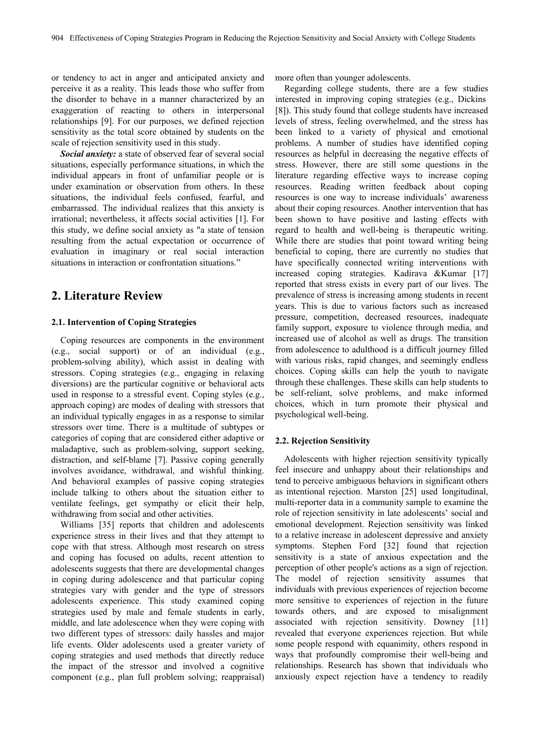or tendency to act in anger and anticipated anxiety and perceive it as a reality. This leads those who suffer from the disorder to behave in a manner characterized by an exaggeration of reacting to others in interpersonal relationships [9]. For our purposes, we defined rejection sensitivity as the total score obtained by students on the scale of rejection sensitivity used in this study.

***Social anxiety:*** a state of observed fear of several social situations, especially performance situations, in which the individual appears in front of unfamiliar people or is under examination or observation from others. In these situations, the individual feels confused, fearful, and embarrassed. The individual realizes that this anxiety is irrational; nevertheless, it affects social activities [1]. For this study, we define social anxiety as "a state of tension resulting from the actual expectation or occurrence of evaluation in imaginary or real social interaction situations in interaction or confrontation situations."

## 2. Literature Review

### 2.1. Intervention of Coping Strategies

Coping resources are components in the environment (e.g., social support) or of an individual (e.g., problem-solving ability), which assist in dealing with stressors. Coping strategies (e.g., engaging in relaxing diversions) are the particular cognitive or behavioral acts used in response to a stressful event. Coping styles (e.g., approach coping) are modes of dealing with stressors that an individual typically engages in as a response to similar stressors over time. There is a multitude of subtypes or categories of coping that are considered either adaptive or maladaptive, such as problem-solving, support seeking, distraction, and self-blame [7]. Passive coping generally involves avoidance, withdrawal, and wishful thinking. And behavioral examples of passive coping strategies include talking to others about the situation either to ventilate feelings, get sympathy or elicit their help, withdrawing from social and other activities.

Williams [35] reports that children and adolescents experience stress in their lives and that they attempt to cope with that stress. Although most research on stress and coping has focused on adults, recent attention to adolescents suggests that there are developmental changes in coping during adolescence and that particular coping strategies vary with gender and the type of stressors adolescents experience. This study examined coping strategies used by male and female students in early, middle, and late adolescence when they were coping with two different types of stressors: daily hassles and major life events. Older adolescents used a greater variety of coping strategies and used methods that directly reduce the impact of the stressor and involved a cognitive component (e.g., plan full problem solving; reappraisal) more often than younger adolescents.

Regarding college students, there are a few studies interested in improving coping strategies (e.g., Dickins [8]). This study found that college students have increased levels of stress, feeling overwhelmed, and the stress has been linked to a variety of physical and emotional problems. A number of studies have identified coping resources as helpful in decreasing the negative effects of stress. However, there are still some questions in the literature regarding effective ways to increase coping resources. Reading written feedback about coping resources is one way to increase individuals' awareness about their coping resources. Another intervention that has been shown to have positive and lasting effects with regard to health and well-being is therapeutic writing. While there are studies that point toward writing being beneficial to coping, there are currently no studies that have specifically connected writing interventions with increased coping strategies. Kadirava &Kumar [17] reported that stress exists in every part of our lives. The prevalence of stress is increasing among students in recent years. This is due to various factors such as increased pressure, competition, decreased resources, inadequate family support, exposure to violence through media, and increased use of alcohol as well as drugs. The transition from adolescence to adulthood is a difficult journey filled with various risks, rapid changes, and seemingly endless choices. Coping skills can help the youth to navigate through these challenges. These skills can help students to be self-reliant, solve problems, and make informed choices, which in turn promote their physical and psychological well-being.

### 2.2. Rejection Sensitivity

Adolescents with higher rejection sensitivity typically feel insecure and unhappy about their relationships and tend to perceive ambiguous behaviors in significant others as intentional rejection. Marston [25] used longitudinal, multi-reporter data in a community sample to examine the role of rejection sensitivity in late adolescents' social and emotional development. Rejection sensitivity was linked to a relative increase in adolescent depressive and anxiety symptoms. Stephen Ford [32] found that rejection sensitivity is a state of anxious expectation and the perception of other people's actions as a sign of rejection. The model of rejection sensitivity assumes that individuals with previous experiences of rejection become more sensitive to experiences of rejection in the future towards others, and are exposed to misalignment associated with rejection sensitivity. Downey [11] revealed that everyone experiences rejection. But while some people respond with equanimity, others respond in ways that profoundly compromise their well-being and relationships. Research has shown that individuals who anxiously expect rejection have a tendency to readily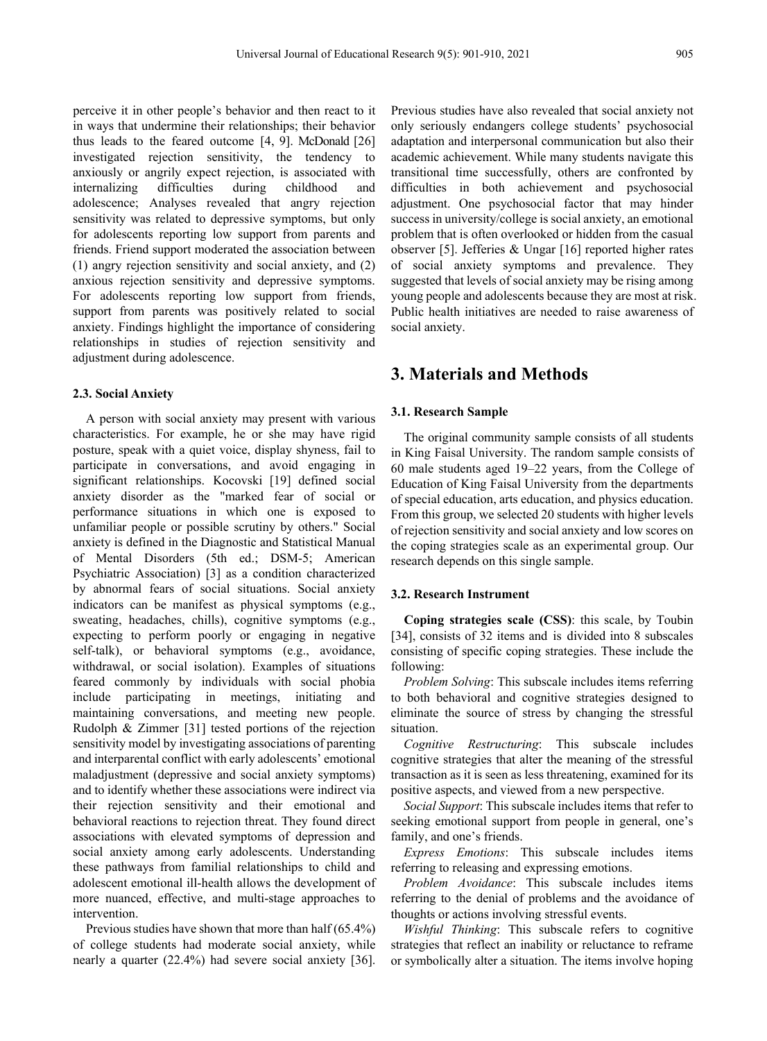perceive it in other people's behavior and then react to it in ways that undermine their relationships; their behavior thus leads to the feared outcome [4, 9]. McDonald [26] investigated rejection sensitivity, the tendency to anxiously or angrily expect rejection, is associated with internalizing difficulties during childhood and adolescence; Analyses revealed that angry rejection sensitivity was related to depressive symptoms, but only for adolescents reporting low support from parents and friends. Friend support moderated the association between (1) angry rejection sensitivity and social anxiety, and (2) anxious rejection sensitivity and depressive symptoms. For adolescents reporting low support from friends, support from parents was positively related to social anxiety. Findings highlight the importance of considering relationships in studies of rejection sensitivity and adjustment during adolescence.

### 2.3. Social Anxiety

A person with social anxiety may present with various characteristics. For example, he or she may have rigid posture, speak with a quiet voice, display shyness, fail to participate in conversations, and avoid engaging in significant relationships. Kocovski [19] defined social anxiety disorder as the "marked fear of social or performance situations in which one is exposed to unfamiliar people or possible scrutiny by others." Social anxiety is defined in the Diagnostic and Statistical Manual of Mental Disorders (5th ed.; DSM-5; American Psychiatric Association) [3] as a condition characterized by abnormal fears of social situations. Social anxiety indicators can be manifest as physical symptoms (e.g., sweating, headaches, chills), cognitive symptoms (e.g., expecting to perform poorly or engaging in negative self-talk), or behavioral symptoms (e.g., avoidance, withdrawal, or social isolation). Examples of situations feared commonly by individuals with social phobia include participating in meetings, initiating and maintaining conversations, and meeting new people. Rudolph & Zimmer [31] tested portions of the rejection sensitivity model by investigating associations of parenting and interparental conflict with early adolescents' emotional maladjustment (depressive and social anxiety symptoms) and to identify whether these associations were indirect via their rejection sensitivity and their emotional and behavioral reactions to rejection threat. They found direct associations with elevated symptoms of depression and social anxiety among early adolescents. Understanding these pathways from familial relationships to child and adolescent emotional ill-health allows the development of more nuanced, effective, and multi-stage approaches to intervention.

Previous studies have shown that more than half (65.4%) of college students had moderate social anxiety, while nearly a quarter (22.4%) had severe social anxiety [36]. Previous studies have also revealed that social anxiety not only seriously endangers college students' psychosocial adaptation and interpersonal communication but also their academic achievement. While many students navigate this transitional time successfully, others are confronted by difficulties in both achievement and psychosocial adjustment. One psychosocial factor that may hinder success in university/college is social anxiety, an emotional problem that is often overlooked or hidden from the casual observer [5]. Jefferies & Ungar [16] reported higher rates of social anxiety symptoms and prevalence. They suggested that levels of social anxiety may be rising among young people and adolescents because they are most at risk. Public health initiatives are needed to raise awareness of social anxiety.

## 3. Materials and Methods

### 3.1. Research Sample

The original community sample consists of all students in King Faisal University. The random sample consists of 60 male students aged 19–22 years, from the College of Education of King Faisal University from the departments of special education, arts education, and physics education. From this group, we selected 20 students with higher levels of rejection sensitivity and social anxiety and low scores on the coping strategies scale as an experimental group. Our research depends on this single sample.

### 3.2. Research Instrument

**Coping strategies scale (CSS)**: this scale, by Toubin [34], consists of 32 items and is divided into 8 subscales consisting of specific coping strategies. These include the following:

*Problem Solving*: This subscale includes items referring to both behavioral and cognitive strategies designed to eliminate the source of stress by changing the stressful situation.

*Cognitive Restructuring*: This subscale includes cognitive strategies that alter the meaning of the stressful transaction as it is seen as less threatening, examined for its positive aspects, and viewed from a new perspective.

*Social Support*: This subscale includes items that refer to seeking emotional support from people in general, one's family, and one's friends.

*Express Emotions*: This subscale includes items referring to releasing and expressing emotions.

*Problem Avoidance*: This subscale includes items referring to the denial of problems and the avoidance of thoughts or actions involving stressful events.

*Wishful Thinking*: This subscale refers to cognitive strategies that reflect an inability or reluctance to reframe or symbolically alter a situation. The items involve hoping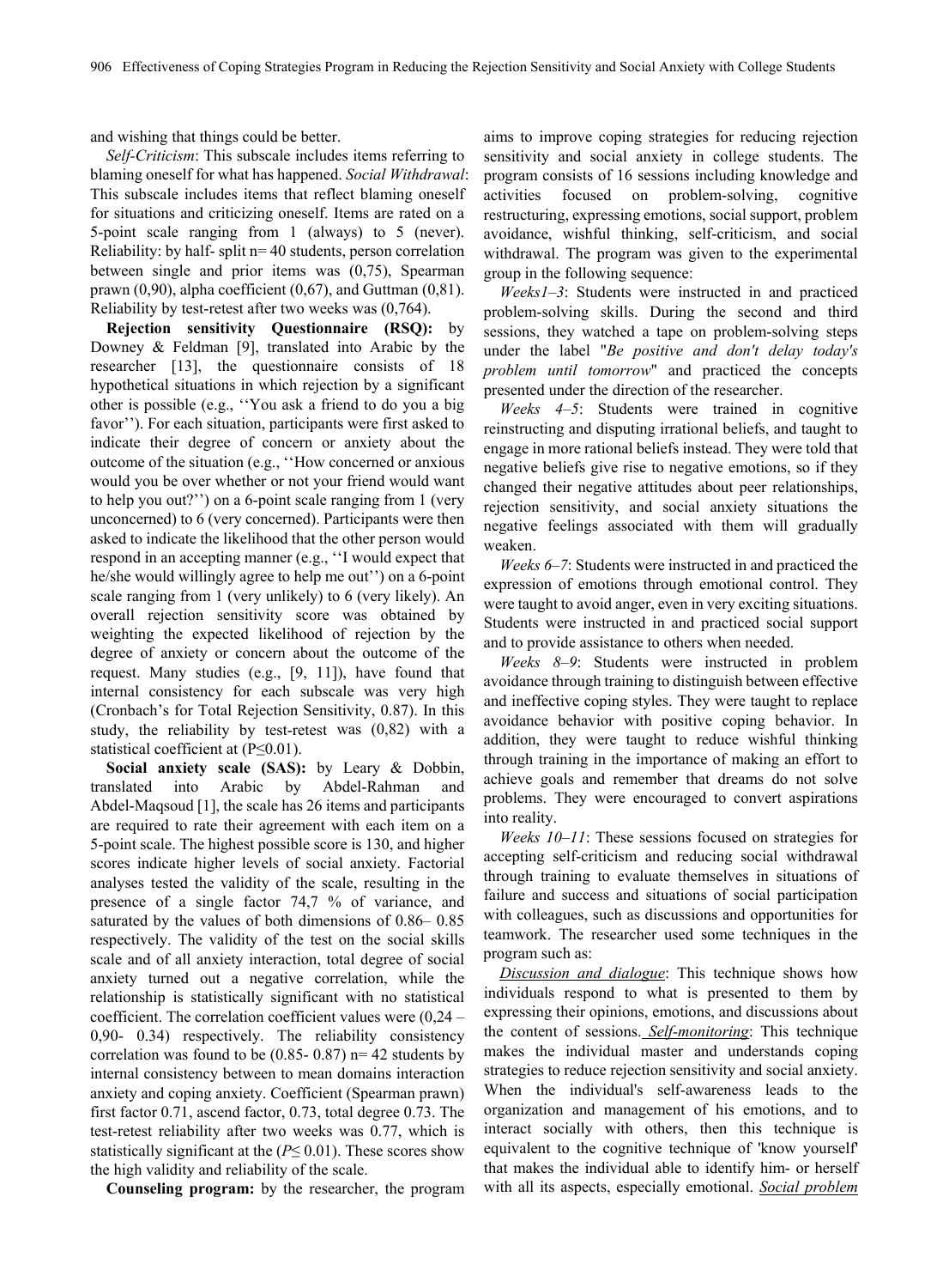and wishing that things could be better.

*Self-Criticism*: This subscale includes items referring to blaming oneself for what has happened. *Social Withdrawal*: This subscale includes items that reflect blaming oneself for situations and criticizing oneself. Items are rated on a 5-point scale ranging from 1 (always) to 5 (never). Reliability: by half- split n= 40 students, person correlation between single and prior items was (0,75), Spearman prawn (0,90), alpha coefficient (0,67), and Guttman (0,81). Reliability by test-retest after two weeks was (0,764).

**Rejection sensitivity Questionnaire (RSQ):** by Downey & Feldman [9], translated into Arabic by the researcher [13], the questionnaire consists of 18 hypothetical situations in which rejection by a significant other is possible (e.g., ''You ask a friend to do you a big favor''). For each situation, participants were first asked to indicate their degree of concern or anxiety about the outcome of the situation (e.g., ''How concerned or anxious would you be over whether or not your friend would want to help you out?'') on a 6-point scale ranging from 1 (very unconcerned) to 6 (very concerned). Participants were then asked to indicate the likelihood that the other person would respond in an accepting manner (e.g., ''I would expect that he/she would willingly agree to help me out'') on a 6-point scale ranging from 1 (very unlikely) to 6 (very likely). An overall rejection sensitivity score was obtained by weighting the expected likelihood of rejection by the degree of anxiety or concern about the outcome of the request. Many studies (e.g., [9, 11]), have found that internal consistency for each subscale was very high (Cronbach's for Total Rejection Sensitivity, 0.87). In this study, the reliability by test-retest was (0,82) with a statistical coefficient at ($P \leq 0.01$).

**Social anxiety scale (SAS):** by Leary & Dobbin, translated into Arabic by Abdel-Rahman and Abdel-Maqsoud [1], the scale has 26 items and participants are required to rate their agreement with each item on a 5-point scale. The highest possible score is 130, and higher scores indicate higher levels of social anxiety. Factorial analyses tested the validity of the scale, resulting in the presence of a single factor 74,7 % of variance, and saturated by the values of both dimensions of 0.86– 0.85 respectively. The validity of the test on the social skills scale and of all anxiety interaction, total degree of social anxiety turned out a negative correlation, while the relationship is statistically significant with no statistical coefficient. The correlation coefficient values were (0,24 – 0,90- 0.34) respectively. The reliability consistency correlation was found to be (0.85- 0.87) n= 42 students by internal consistency between to mean domains interaction anxiety and coping anxiety. Coefficient (Spearman prawn) first factor 0.71, ascend factor, 0.73, total degree 0.73. The test-retest reliability after two weeks was 0.77, which is statistically significant at the ($P \leq 0.01$). These scores show the high validity and reliability of the scale.

**Counseling program:** by the researcher, the program aims to improve coping strategies for reducing rejection sensitivity and social anxiety in college students. The program consists of 16 sessions including knowledge and activities focused on problem-solving, cognitive restructuring, expressing emotions, social support, problem avoidance, wishful thinking, self-criticism, and social withdrawal. The program was given to the experimental group in the following sequence:

*Weeks1–3*: Students were instructed in and practiced problem-solving skills. During the second and third sessions, they watched a tape on problem-solving steps under the label "*Be positive and don't delay today's problem until tomorrow*" and practiced the concepts presented under the direction of the researcher.

*Weeks 4–5*: Students were trained in cognitive reinstructing and disputing irrational beliefs, and taught to engage in more rational beliefs instead. They were told that negative beliefs give rise to negative emotions, so if they changed their negative attitudes about peer relationships, rejection sensitivity, and social anxiety situations the negative feelings associated with them will gradually weaken.

*Weeks 6–7*: Students were instructed in and practiced the expression of emotions through emotional control. They were taught to avoid anger, even in very exciting situations. Students were instructed in and practiced social support and to provide assistance to others when needed.

*Weeks 8–9*: Students were instructed in problem avoidance through training to distinguish between effective and ineffective coping styles. They were taught to replace avoidance behavior with positive coping behavior. In addition, they were taught to reduce wishful thinking through training in the importance of making an effort to achieve goals and remember that dreams do not solve problems. They were encouraged to convert aspirations into reality.

*Weeks 10–11*: These sessions focused on strategies for accepting self-criticism and reducing social withdrawal through training to evaluate themselves in situations of failure and success and situations of social participation with colleagues, such as discussions and opportunities for teamwork. The researcher used some techniques in the program such as:

*Discussion and dialogue*: This technique shows how individuals respond to what is presented to them by expressing their opinions, emotions, and discussions about the content of sessions. *Self-monitoring*: This technique makes the individual master and understands coping strategies to reduce rejection sensitivity and social anxiety. When the individual's self-awareness leads to the organization and management of his emotions, and to interact socially with others, then this technique is equivalent to the cognitive technique of 'know yourself' that makes the individual able to identify him- or herself with all its aspects, especially emotional. *Social problem*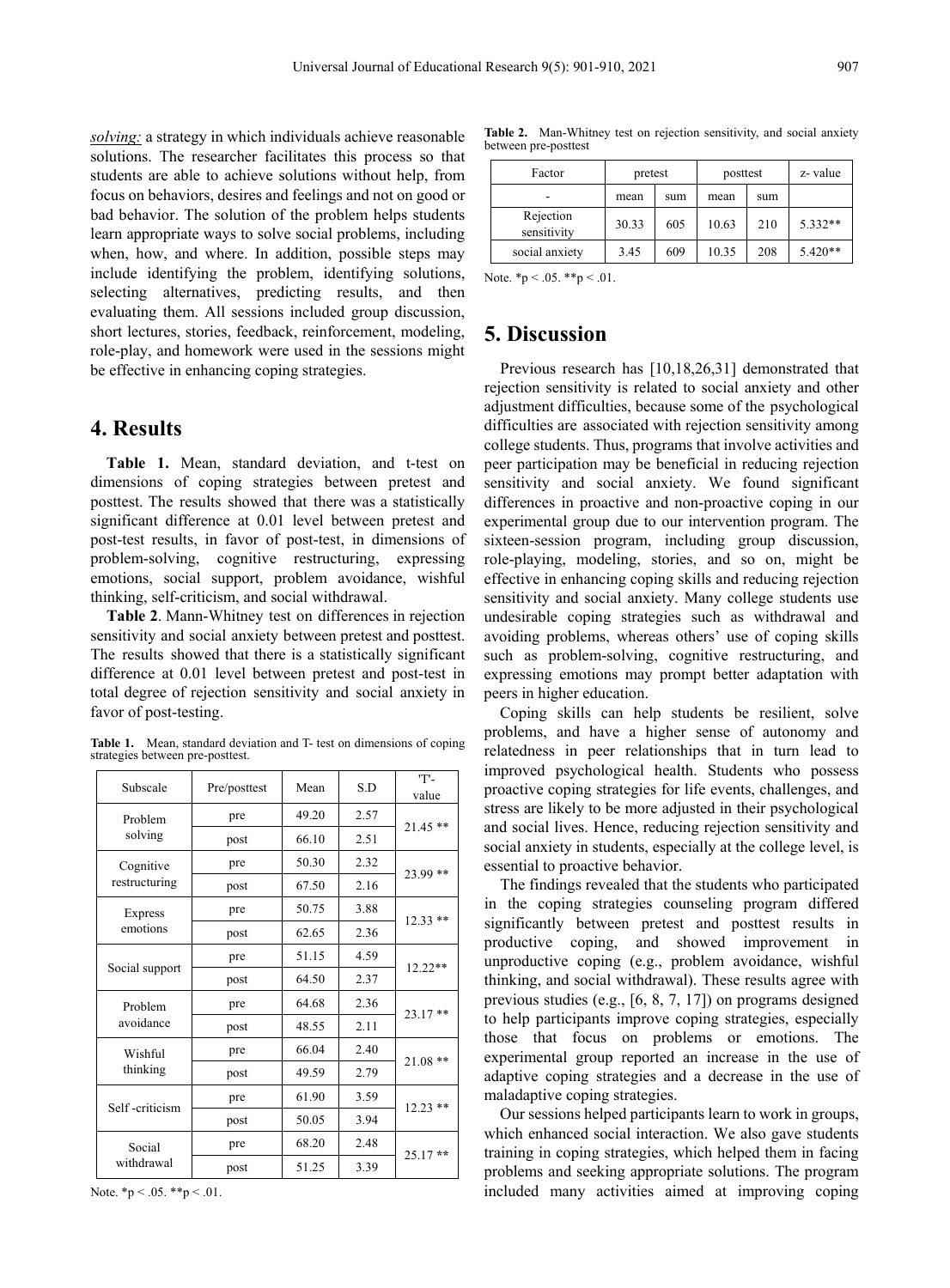*solving:* a strategy in which individuals achieve reasonable solutions. The researcher facilitates this process so that students are able to achieve solutions without help, from focus on behaviors, desires and feelings and not on good or bad behavior. The solution of the problem helps students learn appropriate ways to solve social problems, including when, how, and where. In addition, possible steps may include identifying the problem, identifying solutions, selecting alternatives, predicting results, and then evaluating them. All sessions included group discussion, short lectures, stories, feedback, reinforcement, modeling, role-play, and homework were used in the sessions might be effective in enhancing coping strategies.

# 4. Results

**Table 1.** Mean, standard deviation, and t-test on dimensions of coping strategies between pretest and posttest. The results showed that there was a statistically significant difference at 0.01 level between pretest and post-test results, in favor of post-test, in dimensions of problem-solving, cognitive restructuring, expressing emotions, social support, problem avoidance, wishful thinking, self-criticism, and social withdrawal.

**Table 2**. Mann-Whitney test on differences in rejection sensitivity and social anxiety between pretest and posttest. The results showed that there is a statistically significant difference at 0.01 level between pretest and post-test in total degree of rejection sensitivity and social anxiety in favor of post-testing.

**Table 1.** Mean, standard deviation and T- test on dimensions of coping strategies between pre-posttest.

| Subscale | Pre/posttest | Mean | S.D | 'T'-value |
|---|---|---|---|---|
| Problem solving | pre | 49.20 | 2.57 | 21.45 ** |
| | post | 66.10 | 2.51 | |
| Cognitive restructuring | pre | 50.30 | 2.32 | 23.99 ** |
| | post | 67.50 | 2.16 | |
| Express emotions | pre | 50.75 | 3.88 | 12.33 ** |
| | post | 62.65 | 2.36 | |
| Social support | pre | 51.15 | 4.59 | 12.22** |
| | post | 64.50 | 2.37 | |
| Problem avoidance | pre | 64.68 | 2.36 | 23.17 ** |
| | post | 48.55 | 2.11 | |
| Wishful thinking | pre | 66.04 | 2.40 | 21.08 ** |
| | post | 49.59 | 2.79 | |
| Self -criticism | pre | 61.90 | 3.59 | 12.23 ** |
| | post | 50.05 | 3.94 | |
| Social withdrawal | pre | 68.20 | 2.48 | 25.17 ** |
| | post | 51.25 | 3.39 | |

Note. *p < .05. **p < .01.

**Table 2.** Man-Whitney test on rejection sensitivity, and social anxiety between pre-posttest

| Factor | pretest | | posttest | | z- value |
|---|---|---|---|---|---|
| - | mean | sum | mean | sum | |
| Rejection sensitivity | 30.33 | 605 | 10.63 | 210 | 5.332** |
| social anxiety | 3.45 | 609 | 10.35 | 208 | 5.420** |

Note. *p < .05. **p < .01.

# 5. Discussion

Previous research has [10,18,26,31] demonstrated that rejection sensitivity is related to social anxiety and other adjustment difficulties, because some of the psychological difficulties are associated with rejection sensitivity among college students. Thus, programs that involve activities and peer participation may be beneficial in reducing rejection sensitivity and social anxiety. We found significant differences in proactive and non-proactive coping in our experimental group due to our intervention program. The sixteen-session program, including group discussion, role-playing, modeling, stories, and so on, might be effective in enhancing coping skills and reducing rejection sensitivity and social anxiety. Many college students use undesirable coping strategies such as withdrawal and avoiding problems, whereas others' use of coping skills such as problem-solving, cognitive restructuring, and expressing emotions may prompt better adaptation with peers in higher education.

Coping skills can help students be resilient, solve problems, and have a higher sense of autonomy and relatedness in peer relationships that in turn lead to improved psychological health. Students who possess proactive coping strategies for life events, challenges, and stress are likely to be more adjusted in their psychological and social lives. Hence, reducing rejection sensitivity and social anxiety in students, especially at the college level, is essential to proactive behavior.

The findings revealed that the students who participated in the coping strategies counseling program differed significantly between pretest and posttest results in productive coping, and showed improvement in unproductive coping (e.g., problem avoidance, wishful thinking, and social withdrawal). These results agree with previous studies (e.g., [6, 8, 7, 17]) on programs designed to help participants improve coping strategies, especially those that focus on problems or emotions. The experimental group reported an increase in the use of adaptive coping strategies and a decrease in the use of maladaptive coping strategies.

Our sessions helped participants learn to work in groups, which enhanced social interaction. We also gave students training in coping strategies, which helped them in facing problems and seeking appropriate solutions. The program included many activities aimed at improving coping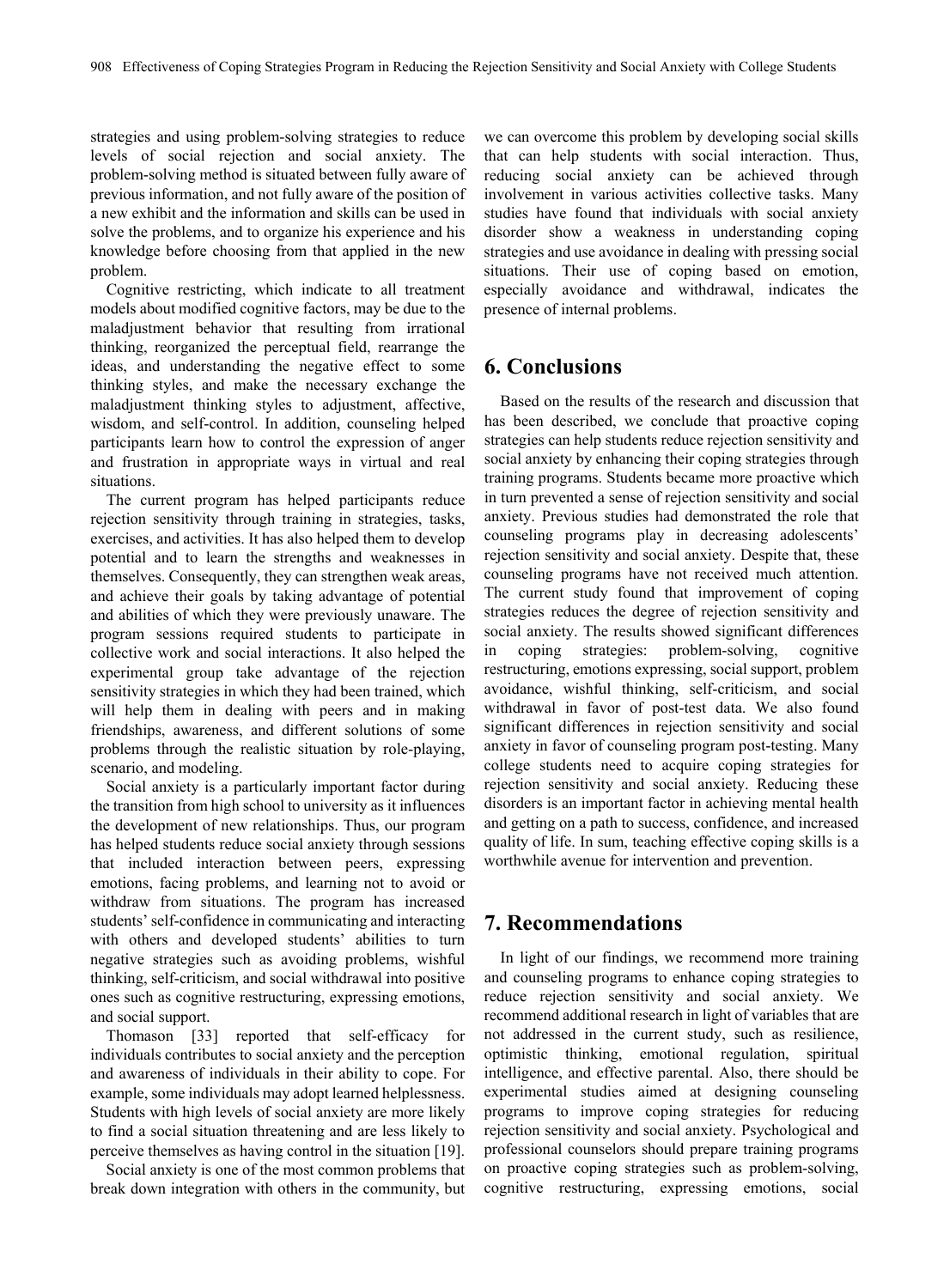strategies and using problem-solving strategies to reduce levels of social rejection and social anxiety. The problem-solving method is situated between fully aware of previous information, and not fully aware of the position of a new exhibit and the information and skills can be used in solve the problems, and to organize his experience and his knowledge before choosing from that applied in the new problem.

Cognitive restricting, which indicate to all treatment models about modified cognitive factors, may be due to the maladjustment behavior that resulting from irrational thinking, reorganized the perceptual field, rearrange the ideas, and understanding the negative effect to some thinking styles, and make the necessary exchange the maladjustment thinking styles to adjustment, affective, wisdom, and self-control. In addition, counseling helped participants learn how to control the expression of anger and frustration in appropriate ways in virtual and real situations.

The current program has helped participants reduce rejection sensitivity through training in strategies, tasks, exercises, and activities. It has also helped them to develop potential and to learn the strengths and weaknesses in themselves. Consequently, they can strengthen weak areas, and achieve their goals by taking advantage of potential and abilities of which they were previously unaware. The program sessions required students to participate in collective work and social interactions. It also helped the experimental group take advantage of the rejection sensitivity strategies in which they had been trained, which will help them in dealing with peers and in making friendships, awareness, and different solutions of some problems through the realistic situation by role-playing, scenario, and modeling.

Social anxiety is a particularly important factor during the transition from high school to university as it influences the development of new relationships. Thus, our program has helped students reduce social anxiety through sessions that included interaction between peers, expressing emotions, facing problems, and learning not to avoid or withdraw from situations. The program has increased students' self-confidence in communicating and interacting with others and developed students' abilities to turn negative strategies such as avoiding problems, wishful thinking, self-criticism, and social withdrawal into positive ones such as cognitive restructuring, expressing emotions, and social support.

Thomason [33] reported that self-efficacy for individuals contributes to social anxiety and the perception and awareness of individuals in their ability to cope. For example, some individuals may adopt learned helplessness. Students with high levels of social anxiety are more likely to find a social situation threatening and are less likely to perceive themselves as having control in the situation [19].

Social anxiety is one of the most common problems that break down integration with others in the community, but we can overcome this problem by developing social skills that can help students with social interaction. Thus, reducing social anxiety can be achieved through involvement in various activities collective tasks. Many studies have found that individuals with social anxiety disorder show a weakness in understanding coping strategies and use avoidance in dealing with pressing social situations. Their use of coping based on emotion, especially avoidance and withdrawal, indicates the presence of internal problems.

## 6. Conclusions

Based on the results of the research and discussion that has been described, we conclude that proactive coping strategies can help students reduce rejection sensitivity and social anxiety by enhancing their coping strategies through training programs. Students became more proactive which in turn prevented a sense of rejection sensitivity and social anxiety. Previous studies had demonstrated the role that counseling programs play in decreasing adolescents' rejection sensitivity and social anxiety. Despite that, these counseling programs have not received much attention. The current study found that improvement of coping strategies reduces the degree of rejection sensitivity and social anxiety. The results showed significant differences in coping strategies: problem-solving, cognitive restructuring, emotions expressing, social support, problem avoidance, wishful thinking, self-criticism, and social withdrawal in favor of post-test data. We also found significant differences in rejection sensitivity and social anxiety in favor of counseling program post-testing. Many college students need to acquire coping strategies for rejection sensitivity and social anxiety. Reducing these disorders is an important factor in achieving mental health and getting on a path to success, confidence, and increased quality of life. In sum, teaching effective coping skills is a worthwhile avenue for intervention and prevention.

## 7. Recommendations

In light of our findings, we recommend more training and counseling programs to enhance coping strategies to reduce rejection sensitivity and social anxiety. We recommend additional research in light of variables that are not addressed in the current study, such as resilience, optimistic thinking, emotional regulation, spiritual intelligence, and effective parental. Also, there should be experimental studies aimed at designing counseling programs to improve coping strategies for reducing rejection sensitivity and social anxiety. Psychological and professional counselors should prepare training programs on proactive coping strategies such as problem-solving, cognitive restructuring, expressing emotions, social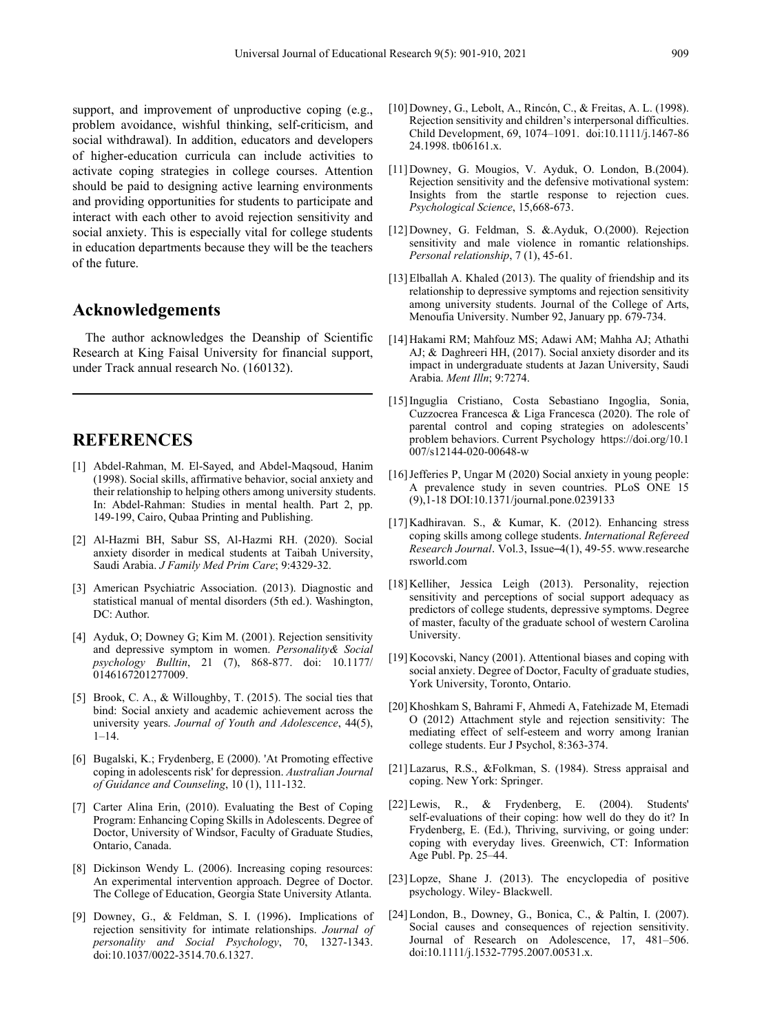support, and improvement of unproductive coping (e.g., problem avoidance, wishful thinking, self-criticism, and social withdrawal). In addition, educators and developers of higher-education curricula can include activities to activate coping strategies in college courses. Attention should be paid to designing active learning environments and providing opportunities for students to participate and interact with each other to avoid rejection sensitivity and social anxiety. This is especially vital for college students in education departments because they will be the teachers of the future.

## Acknowledgements

The author acknowledges the Deanship of Scientific Research at King Faisal University for financial support, under Track annual research No. (160132).

---

## REFERENCES

[1] Abdel-Rahman, M. El-Sayed, and Abdel-Maqsoud, Hanim (1998). Social skills, affirmative behavior, social anxiety and their relationship to helping others among university students. In: Abdel-Rahman: Studies in mental health. Part 2, pp. 149-199, Cairo, Qubaa Printing and Publishing.

[2] Al-Hazmi BH, Sabur SS, Al-Hazmi RH. (2020). Social anxiety disorder in medical students at Taibah University, Saudi Arabia. *J Family Med Prim Care*; 9:4329-32.

[3] American Psychiatric Association. (2013). Diagnostic and statistical manual of mental disorders (5th ed.). Washington, DC: Author.

[4] Ayduk, O; Downey G; Kim M. (2001). Rejection sensitivity and depressive symptom in women. *Personality& Social psychology Bulltin*, 21 (7), 868-877. doi: 10.1177/0146167201277009.

[5] Brook, C. A., & Willoughby, T. (2015). The social ties that bind: Social anxiety and academic achievement across the university years. *Journal of Youth and Adolescence*, 44(5), 1–14.

[6] Bugalski, K.; Frydenberg, E (2000). 'At Promoting effective coping in adolescents risk' for depression. *Australian Journal of Guidance and Counseling*, 10 (1), 111-132.

[7] Carter Alina Erin, (2010). Evaluating the Best of Coping Program: Enhancing Coping Skills in Adolescents. Degree of Doctor, University of Windsor, Faculty of Graduate Studies, Ontario, Canada.

[8] Dickinson Wendy L. (2006). Increasing coping resources: An experimental intervention approach. Degree of Doctor. The College of Education, Georgia State University Atlanta.

[9] Downey, G., & Feldman, S. I. (1996). Implications of rejection sensitivity for intimate relationships. *Journal of personality and Social Psychology*, 70, 1327-1343. doi:10.1037/0022-3514.70.6.1327.

[10] Downey, G., Lebolt, A., Rincón, C., & Freitas, A. L. (1998). Rejection sensitivity and children's interpersonal difficulties. Child Development, 69, 1074–1091. doi:10.1111/j.1467-8624.1998. tb06161.x.

[11] Downey, G. Mougios, V. Ayduk, O. London, B.(2004). Rejection sensitivity and the defensive motivational system: Insights from the startle response to rejection cues. *Psychological Science*, 15,668-673.

[12] Downey, G. Feldman, S. &.Ayduk, O.(2000). Rejection sensitivity and male violence in romantic relationships. *Personal relationship*, 7 (1), 45-61.

[13] Elballah A. Khaled (2013). The quality of friendship and its relationship to depressive symptoms and rejection sensitivity among university students. Journal of the College of Arts, Menoufia University. Number 92, January pp. 679-734.

[14] Hakami RM; Mahfouz MS; Adawi AM; Mahha AJ; Athathi AJ; & Daghreeri HH, (2017). Social anxiety disorder and its impact in undergraduate students at Jazan University, Saudi Arabia. *Ment Illn*; 9:7274.

[15] Inguglia Cristiano, Costa Sebastiano Ingoglia, Sonia, Cuzzocrea Francesca & Liga Francesca (2020). The role of parental control and coping strategies on adolescents' problem behaviors. Current Psychology https://doi.org/10.1007/s12144-020-00648-w

[16] Jefferies P, Ungar M (2020) Social anxiety in young people: A prevalence study in seven countries. PLoS ONE 15 (9),1-18 DOI:10.1371/journal.pone.0239133

[17] Kadhiravan. S., & Kumar, K. (2012). Enhancing stress coping skills among college students. *International Refereed Research Journal*. Vol.3, Issue–4(1), 49-55. www.researchersworld.com

[18] Kelliher, Jessica Leigh (2013). Personality, rejection sensitivity and perceptions of social support adequacy as predictors of college students, depressive symptoms. Degree of master, faculty of the graduate school of western Carolina University.

[19] Kocovski, Nancy (2001). Attentional biases and coping with social anxiety. Degree of Doctor, Faculty of graduate studies, York University, Toronto, Ontario.

[20] Khoshkam S, Bahrami F, Ahmedi A, Fatehizade M, Etemadi O (2012) Attachment style and rejection sensitivity: The mediating effect of self-esteem and worry among Iranian college students. Eur J Psychol, 8:363-374.

[21] Lazarus, R.S., &Folkman, S. (1984). Stress appraisal and coping. New York: Springer.

[22] Lewis, R., & Frydenberg, E. (2004). Students' self-evaluations of their coping: how well do they do it? In Frydenberg, E. (Ed.), Thriving, surviving, or going under: coping with everyday lives. Greenwich, CT: Information Age Publ. Pp. 25–44.

[23] Lopze, Shane J. (2013). The encyclopedia of positive psychology. Wiley- Blackwell.

[24] London, B., Downey, G., Bonica, C., & Paltin, I. (2007). Social causes and consequences of rejection sensitivity. Journal of Research on Adolescence, 17, 481–506. doi:10.1111/j.1532-7795.2007.00531.x.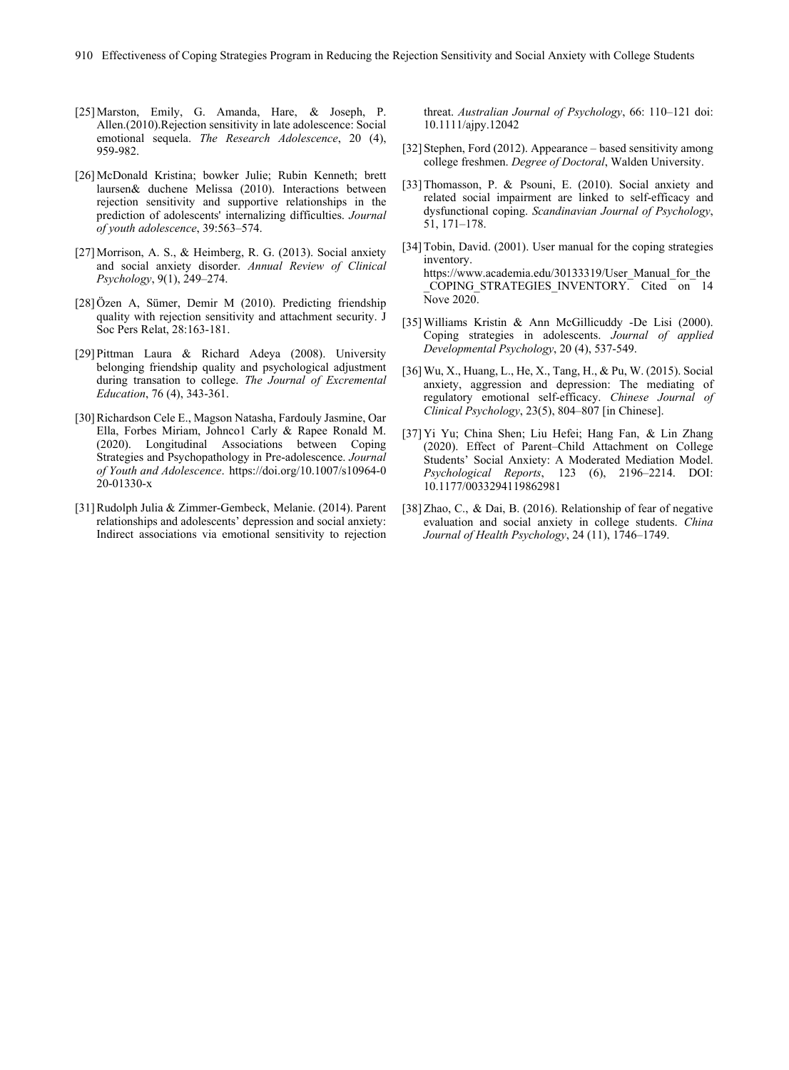[25] Marston, Emily, G. Amanda, Hare, & Joseph, P. Allen.(2010).Rejection sensitivity in late adolescence: Social emotional sequela. *The Research Adolescence*, 20 (4), 959-982.

[26] McDonald Kristina; bowker Julie; Rubin Kenneth; brett laursen& duchene Melissa (2010). Interactions between rejection sensitivity and supportive relationships in the prediction of adolescents' internalizing difficulties. *Journal of youth adolescence*, 39:563–574.

[27] Morrison, A. S., & Heimberg, R. G. (2013). Social anxiety and social anxiety disorder. *Annual Review of Clinical Psychology*, 9(1), 249–274.

[28] Özen A, Sümer, Demir M (2010). Predicting friendship quality with rejection sensitivity and attachment security. J Soc Pers Relat, 28:163-181.

[29] Pittman Laura & Richard Adeya (2008). University belonging friendship quality and psychological adjustment during transation to college. *The Journal of Excremental Education*, 76 (4), 343-361.

[30] Richardson Cele E., Magson Natasha, Fardouly Jasmine, Oar Ella, Forbes Miriam, Johnco1 Carly & Rapee Ronald M. (2020). Longitudinal Associations between Coping Strategies and Psychopathology in Pre-adolescence. *Journal of Youth and Adolescence*. https://doi.org/10.1007/s10964-020-01330-x

[31] Rudolph Julia & Zimmer-Gembeck, Melanie. (2014). Parent relationships and adolescents' depression and social anxiety: Indirect associations via emotional sensitivity to rejection threat. *Australian Journal of Psychology*, 66: 110–121 doi: 10.1111/ajpy.12042

[32] Stephen, Ford (2012). Appearance – based sensitivity among college freshmen. *Degree of Doctoral*, Walden University.

[33] Thomasson, P. & Psouni, E. (2010). Social anxiety and related social impairment are linked to self-efficacy and dysfunctional coping. *Scandinavian Journal of Psychology*, 51, 171–178.

[34] Tobin, David. (2001). User manual for the coping strategies inventory. https://www.academia.edu/30133319/User_Manual_for_the_COPING_STRATEGIES_INVENTORY. Cited on 14 Nove 2020.

[35] Williams Kristin & Ann McGillicuddy -De Lisi (2000). Coping strategies in adolescents. *Journal of applied Developmental Psychology*, 20 (4), 537-549.

[36] Wu, X., Huang, L., He, X., Tang, H., & Pu, W. (2015). Social anxiety, aggression and depression: The mediating of regulatory emotional self-efficacy. *Chinese Journal of Clinical Psychology*, 23(5), 804–807 [in Chinese].

[37] Yi Yu; China Shen; Liu Hefei; Hang Fan, & Lin Zhang (2020). Effect of Parent–Child Attachment on College Students' Social Anxiety: A Moderated Mediation Model. *Psychological Reports*, 123 (6), 2196–2214. DOI: 10.1177/0033294119862981

[38] Zhao, C., & Dai, B. (2016). Relationship of fear of negative evaluation and social anxiety in college students. *China Journal of Health Psychology*, 24 (11), 1746–1749.